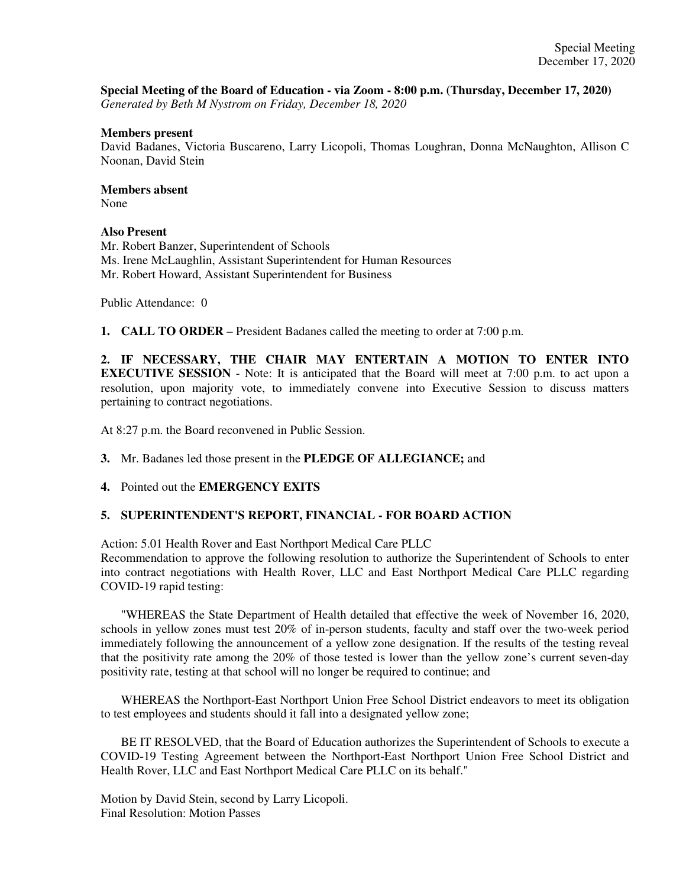**Special Meeting of the Board of Education - via Zoom - 8:00 p.m. (Thursday, December 17, 2020)**
*Generated by Beth M Nystrom on Friday, December 18, 2020*

**Members present**
David Badanes, Victoria Buscareno, Larry Licopoli, Thomas Loughran, Donna McNaughton, Allison C Noonan, David Stein

**Members absent**
None

**Also Present**
Mr. Robert Banzer, Superintendent of Schools
Ms. Irene McLaughlin, Assistant Superintendent for Human Resources
Mr. Robert Howard, Assistant Superintendent for Business

Public Attendance: 0

**1. CALL TO ORDER** – President Badanes called the meeting to order at 7:00 p.m.

**2. IF NECESSARY, THE CHAIR MAY ENTERTAIN A MOTION TO ENTER INTO EXECUTIVE SESSION** - Note: It is anticipated that the Board will meet at 7:00 p.m. to act upon a resolution, upon majority vote, to immediately convene into Executive Session to discuss matters pertaining to contract negotiations.

At 8:27 p.m. the Board reconvened in Public Session.

**3.** Mr. Badanes led those present in the **PLEDGE OF ALLEGIANCE;** and

**4.** Pointed out the **EMERGENCY EXITS**

**5. SUPERINTENDENT'S REPORT, FINANCIAL - FOR BOARD ACTION**

Action: 5.01 Health Rover and East Northport Medical Care PLLC
Recommendation to approve the following resolution to authorize the Superintendent of Schools to enter into contract negotiations with Health Rover, LLC and East Northport Medical Care PLLC regarding COVID-19 rapid testing:

"WHEREAS the State Department of Health detailed that effective the week of November 16, 2020, schools in yellow zones must test 20% of in-person students, faculty and staff over the two-week period immediately following the announcement of a yellow zone designation. If the results of the testing reveal that the positivity rate among the 20% of those tested is lower than the yellow zone's current seven-day positivity rate, testing at that school will no longer be required to continue; and

WHEREAS the Northport-East Northport Union Free School District endeavors to meet its obligation to test employees and students should it fall into a designated yellow zone;

BE IT RESOLVED, that the Board of Education authorizes the Superintendent of Schools to execute a COVID-19 Testing Agreement between the Northport-East Northport Union Free School District and Health Rover, LLC and East Northport Medical Care PLLC on its behalf."

Motion by David Stein, second by Larry Licopoli.
Final Resolution: Motion Passes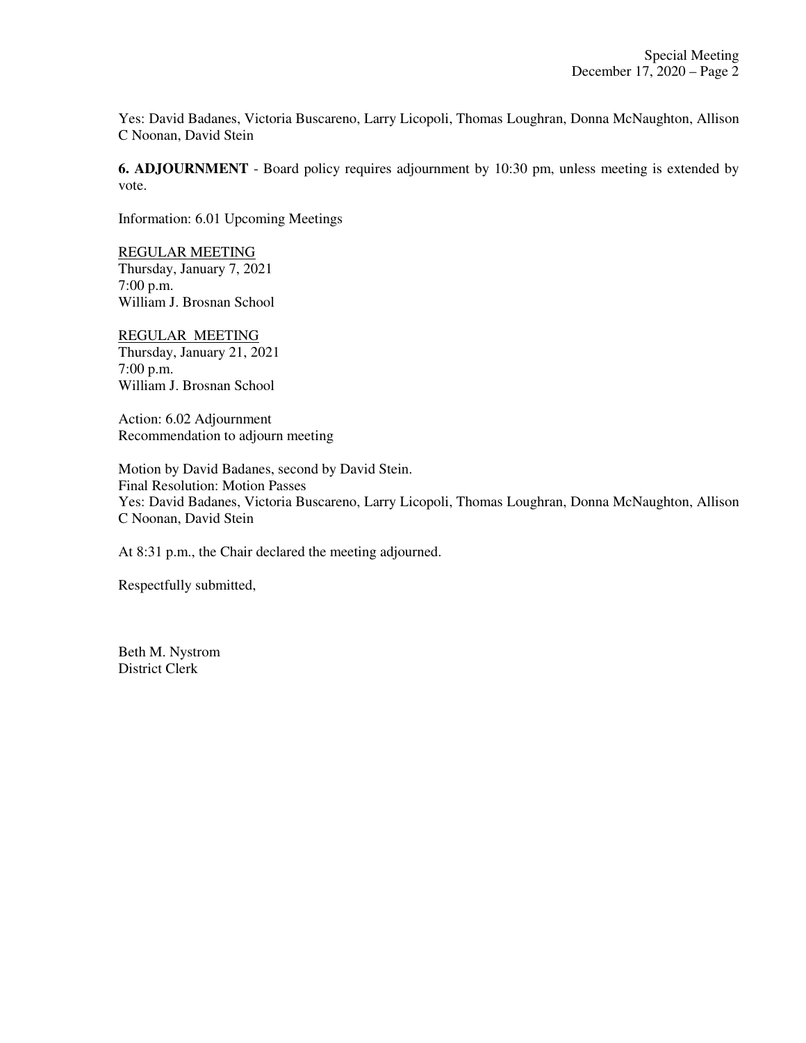Yes: David Badanes, Victoria Buscareno, Larry Licopoli, Thomas Loughran, Donna McNaughton, Allison C Noonan, David Stein

**6. ADJOURNMENT** - Board policy requires adjournment by 10:30 pm, unless meeting is extended by vote.

Information: 6.01 Upcoming Meetings

REGULAR MEETING
Thursday, January 7, 2021
7:00 p.m.
William J. Brosnan School

REGULAR MEETING
Thursday, January 21, 2021
7:00 p.m.
William J. Brosnan School

Action: 6.02 Adjournment
Recommendation to adjourn meeting

Motion by David Badanes, second by David Stein.
Final Resolution: Motion Passes
Yes: David Badanes, Victoria Buscareno, Larry Licopoli, Thomas Loughran, Donna McNaughton, Allison C Noonan, David Stein

At 8:31 p.m., the Chair declared the meeting adjourned.

Respectfully submitted,

Beth M. Nystrom
District Clerk